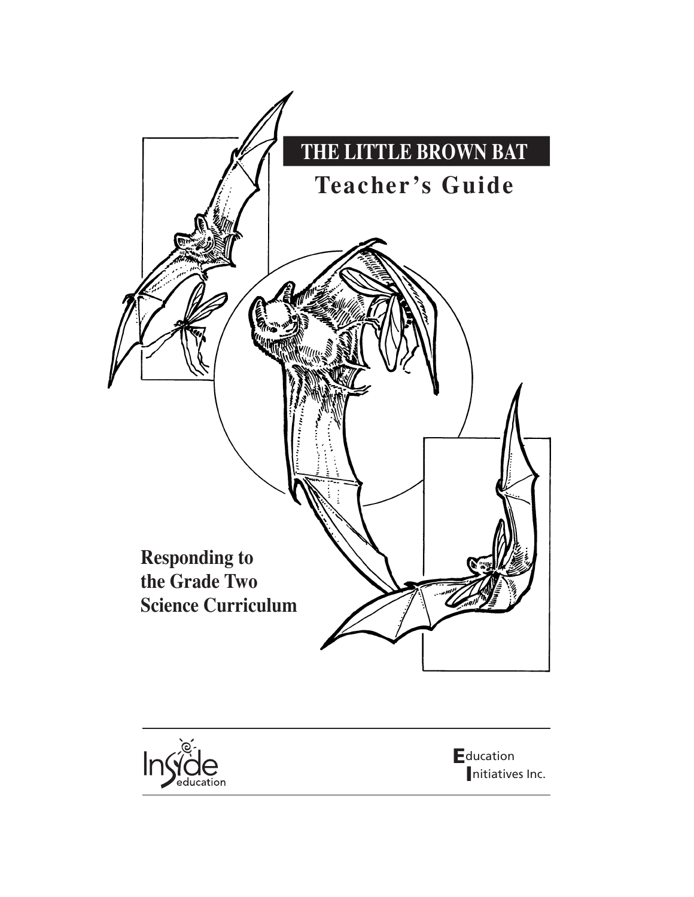# THE LITTLE BROWN BAT

## Teacher's Guide

**Responding to the Grade Two Science Curriculum**

Inside education

Education Initiatives Inc.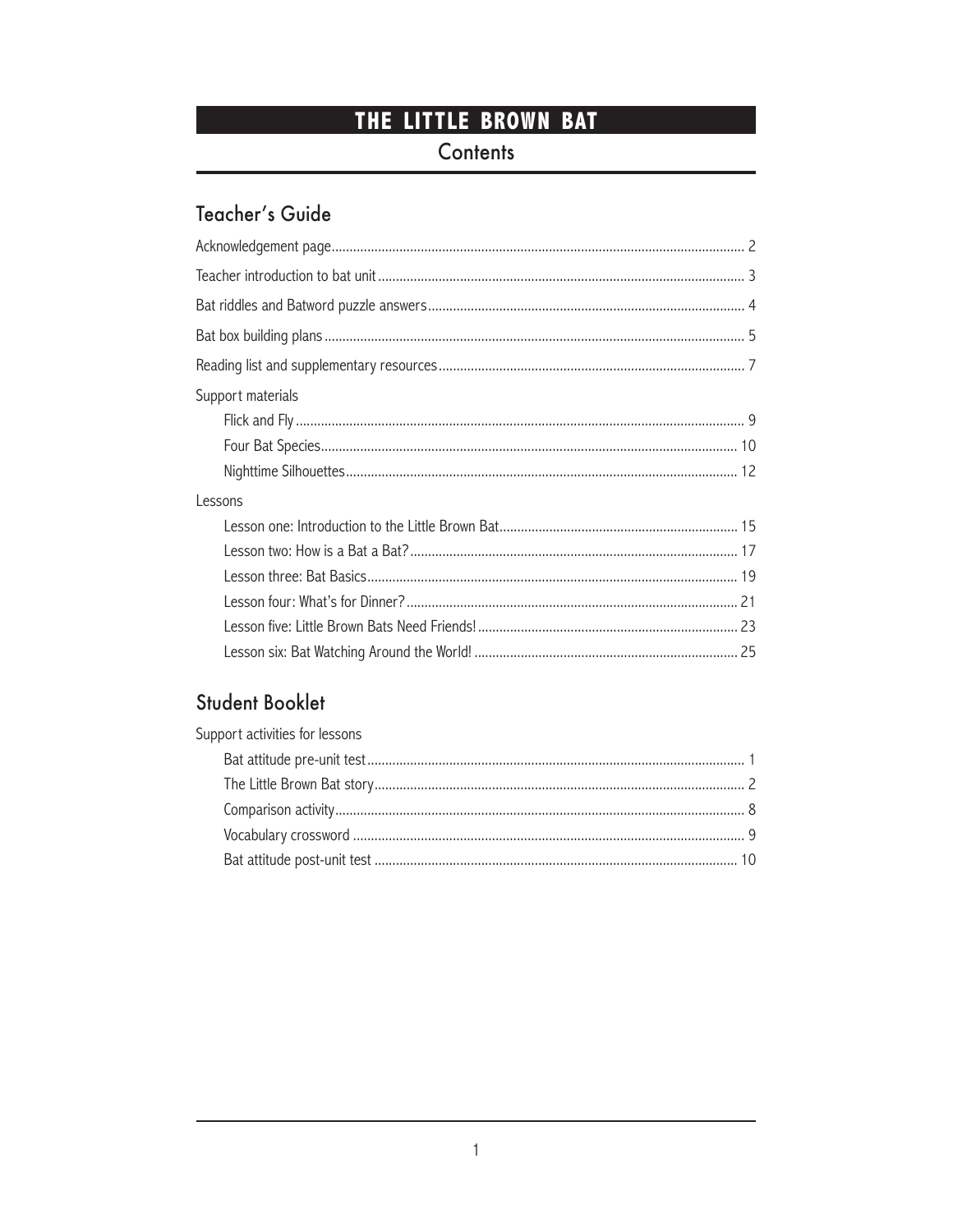# THE LITTLE BROWN BAT

## Contents

### Teacher's Guide

Acknowledgement page .......... 2

Teacher introduction to bat unit .......... 3

Bat riddles and Batword puzzle answers .......... 4

Bat box building plans .......... 5

Reading list and supplementary resources .......... 7

Support materials

- Flick and Fly .......... 9
- Four Bat Species .......... 10
- Nighttime Silhouettes .......... 12

Lessons

- Lesson one: Introduction to the Little Brown Bat .......... 15
- Lesson two: How is a Bat a Bat? .......... 17
- Lesson three: Bat Basics .......... 19
- Lesson four: What's for Dinner? .......... 21
- Lesson five: Little Brown Bats Need Friends! .......... 23
- Lesson six: Bat Watching Around the World! .......... 25

### Student Booklet

Support activities for lessons

- Bat attitude pre-unit test .......... 1
- The Little Brown Bat story .......... 2
- Comparison activity .......... 8
- Vocabulary crossword .......... 9
- Bat attitude post-unit test .......... 10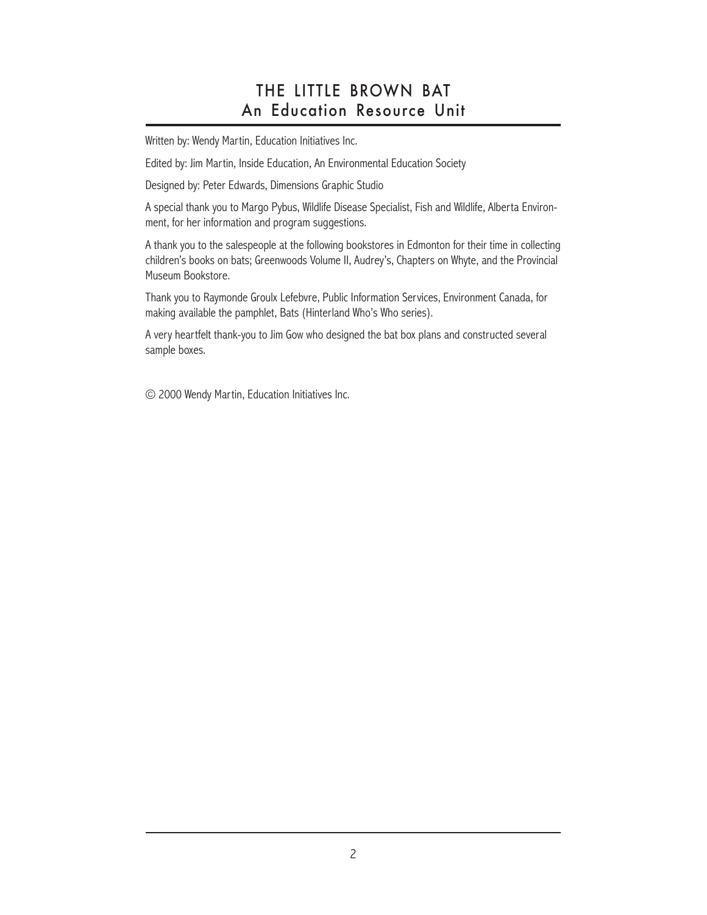# THE LITTLE BROWN BAT
## An Education Resource Unit

Written by: Wendy Martin, Education Initiatives Inc.

Edited by: Jim Martin, Inside Education, An Environmental Education Society

Designed by: Peter Edwards, Dimensions Graphic Studio

A special thank you to Margo Pybus, Wildlife Disease Specialist, Fish and Wildlife, Alberta Environment, for her information and program suggestions.

A thank you to the salespeople at the following bookstores in Edmonton for their time in collecting children's books on bats; Greenwoods Volume II, Audrey's, Chapters on Whyte, and the Provincial Museum Bookstore.

Thank you to Raymonde Groulx Lefebvre, Public Information Services, Environment Canada, for making available the pamphlet, Bats (Hinterland Who's Who series).

A very heartfelt thank-you to Jim Gow who designed the bat box plans and constructed several sample boxes.

© 2000 Wendy Martin, Education Initiatives Inc.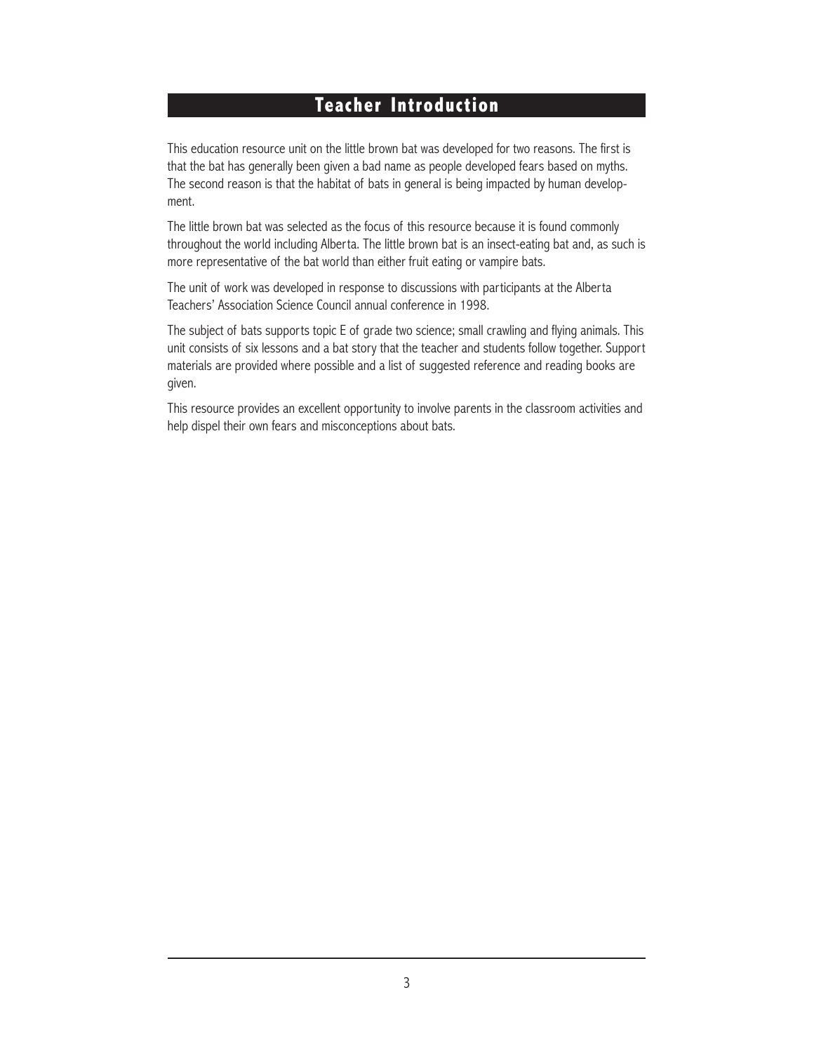# Teacher Introduction

This education resource unit on the little brown bat was developed for two reasons. The first is that the bat has generally been given a bad name as people developed fears based on myths. The second reason is that the habitat of bats in general is being impacted by human development.

The little brown bat was selected as the focus of this resource because it is found commonly throughout the world including Alberta. The little brown bat is an insect-eating bat and, as such is more representative of the bat world than either fruit eating or vampire bats.

The unit of work was developed in response to discussions with participants at the Alberta Teachers' Association Science Council annual conference in 1998.

The subject of bats supports topic E of grade two science; small crawling and flying animals. This unit consists of six lessons and a bat story that the teacher and students follow together. Support materials are provided where possible and a list of suggested reference and reading books are given.

This resource provides an excellent opportunity to involve parents in the classroom activities and help dispel their own fears and misconceptions about bats.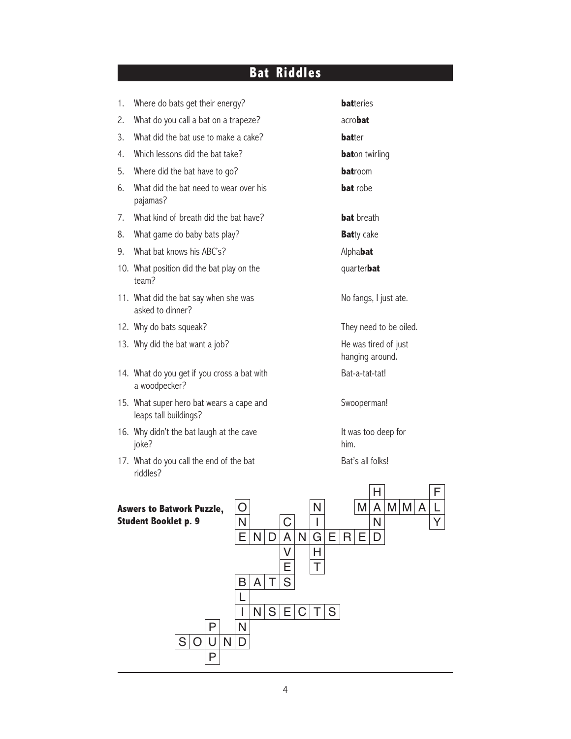## Bat Riddles

| | Riddle | Answer |
|---|---|---|
| 1. | Where do bats get their energy? | **bat**teries |
| 2. | What do you call a bat on a trapeze? | acro**bat** |
| 3. | What did the bat use to make a cake? | **bat**ter |
| 4. | Which lessons did the bat take? | **bat**on twirling |
| 5. | Where did the bat have to go? | **bat**room |
| 6. | What did the bat need to wear over his pajamas? | **bat** robe |
| 7. | What kind of breath did the bat have? | **bat** breath |
| 8. | What game do baby bats play? | **Bat**ty cake |
| 9. | What bat knows his ABC's? | Alpha**bat** |
| 10. | What position did the bat play on the team? | quarter**bat** |
| 11. | What did the bat say when she was asked to dinner? | No fangs, I just ate. |
| 12. | Why do bats squeak? | They need to be oiled. |
| 13. | Why did the bat want a job? | He was tired of just hanging around. |
| 14. | What do you get if you cross a bat with a woodpecker? | Bat-a-tat-tat! |
| 15. | What super hero bat wears a cape and leaps tall buildings? | Swooperman! |
| 16. | Why didn't the bat laugh at the cave joke? | It was too deep for him. |
| 17. | What do you call the end of the bat riddles? | Bat's all folks! |

**Aswers to Batwork Puzzle, Student Booklet p. 9**

```
                          H       F
        O         N     M A M M A L
        N     C   I       N       Y
        E N D A N G E R E D
              V   H
              E   T
        B A T S
        L
        I N S E C T S
    P   N
S O U N D
    P
```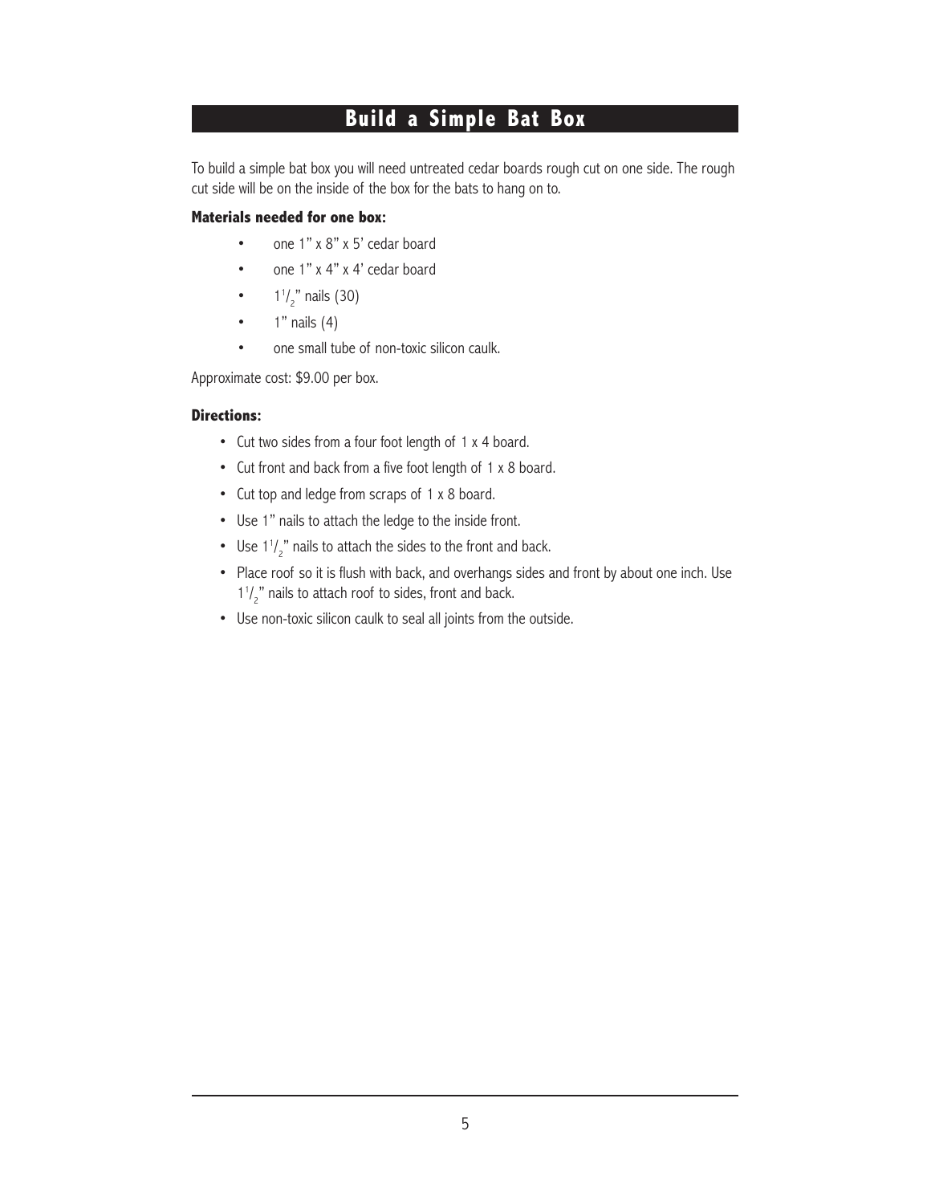# Build a Simple Bat Box

To build a simple bat box you will need untreated cedar boards rough cut on one side. The rough cut side will be on the inside of the box for the bats to hang on to.

**Materials needed for one box:**

- one 1" x 8" x 5' cedar board
- one 1" x 4" x 4' cedar board
- $1^{1}/_{2}$" nails (30)
- 1" nails (4)
- one small tube of non-toxic silicon caulk.

Approximate cost: $9.00 per box.

**Directions:**

- Cut two sides from a four foot length of 1 x 4 board.
- Cut front and back from a five foot length of 1 x 8 board.
- Cut top and ledge from scraps of 1 x 8 board.
- Use 1" nails to attach the ledge to the inside front.
- Use $1^{1}/_{2}$" nails to attach the sides to the front and back.
- Place roof so it is flush with back, and overhangs sides and front by about one inch. Use $1^{1}/_{2}$" nails to attach roof to sides, front and back.
- Use non-toxic silicon caulk to seal all joints from the outside.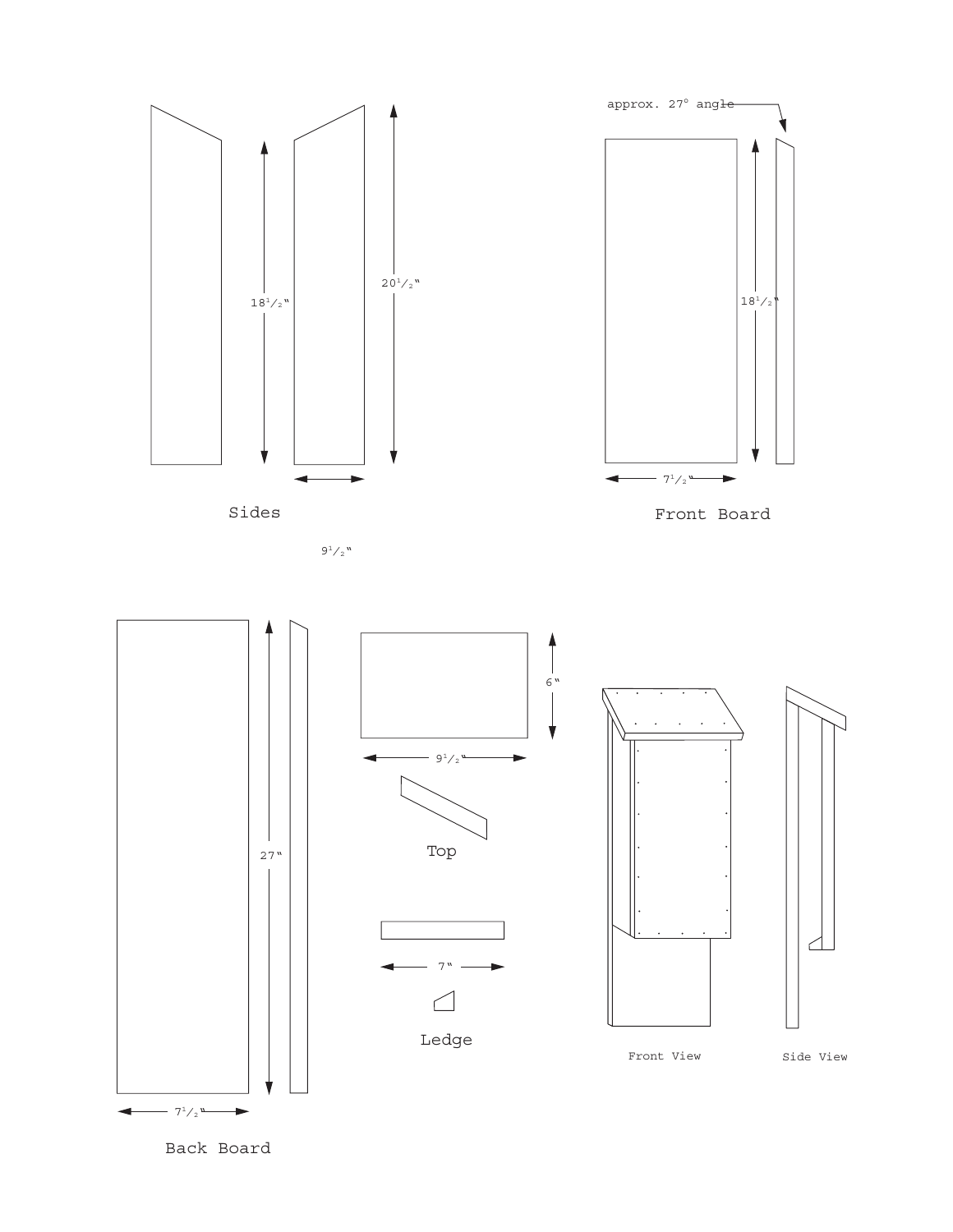approx. 27° angle

18 1/2"

20 1/2"

Sides

9 1/2"

18 1/2"

7 1/2"

Front Board

27"

7 1/2"

Back Board

6"

9 1/2"

Top

7"

Ledge

Front View

Side View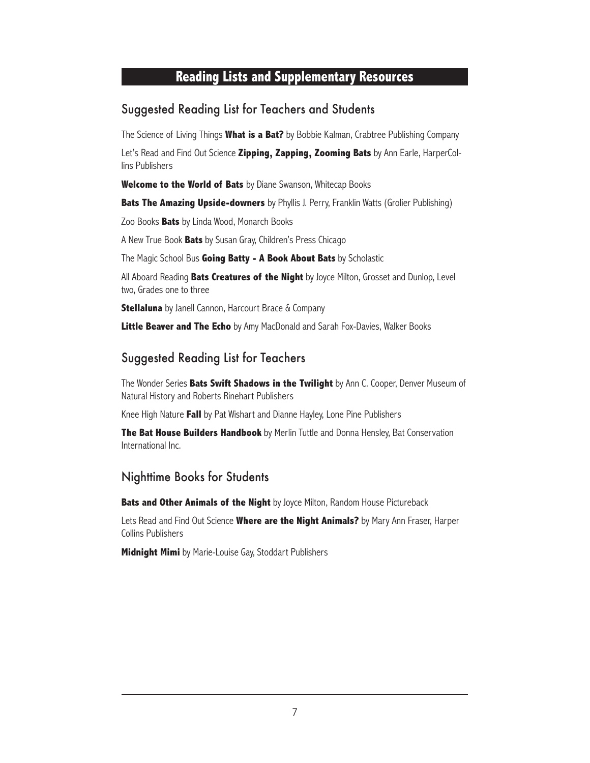# Reading Lists and Supplementary Resources

## Suggested Reading List for Teachers and Students

The Science of Living Things **What is a Bat?** by Bobbie Kalman, Crabtree Publishing Company

Let's Read and Find Out Science **Zipping, Zapping, Zooming Bats** by Ann Earle, HarperCollins Publishers

**Welcome to the World of Bats** by Diane Swanson, Whitecap Books

**Bats The Amazing Upside-downers** by Phyllis J. Perry, Franklin Watts (Grolier Publishing)

Zoo Books **Bats** by Linda Wood, Monarch Books

A New True Book **Bats** by Susan Gray, Children's Press Chicago

The Magic School Bus **Going Batty - A Book About Bats** by Scholastic

All Aboard Reading **Bats Creatures of the Night** by Joyce Milton, Grosset and Dunlop, Level two, Grades one to three

**Stellaluna** by Janell Cannon, Harcourt Brace & Company

**Little Beaver and The Echo** by Amy MacDonald and Sarah Fox-Davies, Walker Books

## Suggested Reading List for Teachers

The Wonder Series **Bats Swift Shadows in the Twilight** by Ann C. Cooper, Denver Museum of Natural History and Roberts Rinehart Publishers

Knee High Nature **Fall** by Pat Wishart and Dianne Hayley, Lone Pine Publishers

**The Bat House Builders Handbook** by Merlin Tuttle and Donna Hensley, Bat Conservation International Inc.

## Nighttime Books for Students

**Bats and Other Animals of the Night** by Joyce Milton, Random House Pictureback

Lets Read and Find Out Science **Where are the Night Animals?** by Mary Ann Fraser, Harper Collins Publishers

**Midnight Mimi** by Marie-Louise Gay, Stoddart Publishers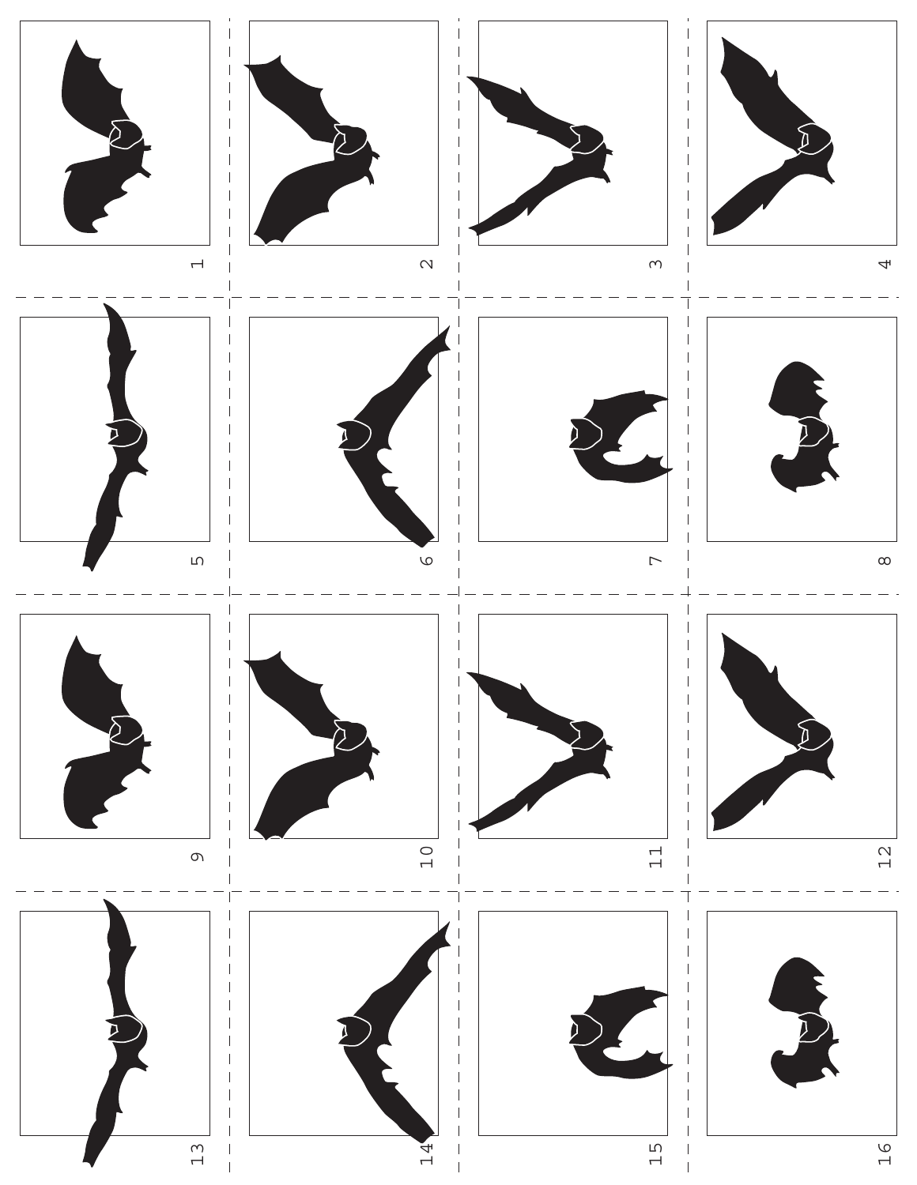1

2

3

4

5

6

7

8

9

10

11

12

13

14

15

16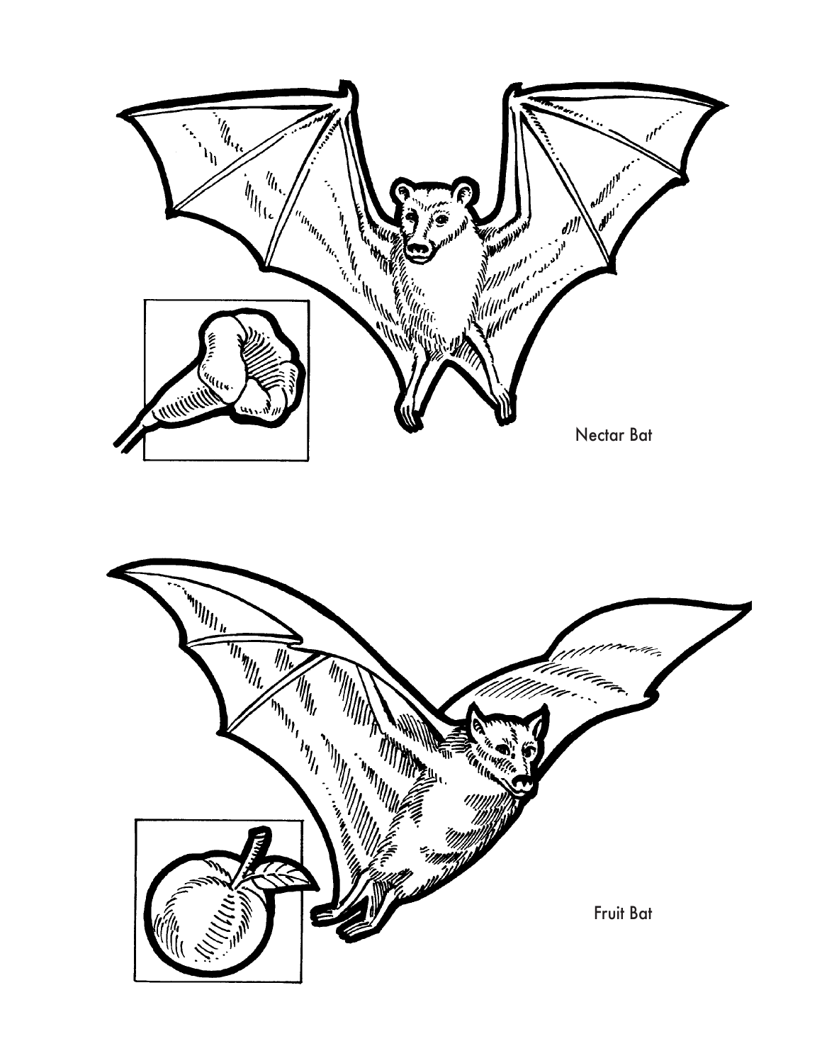Nectar Bat

Fruit Bat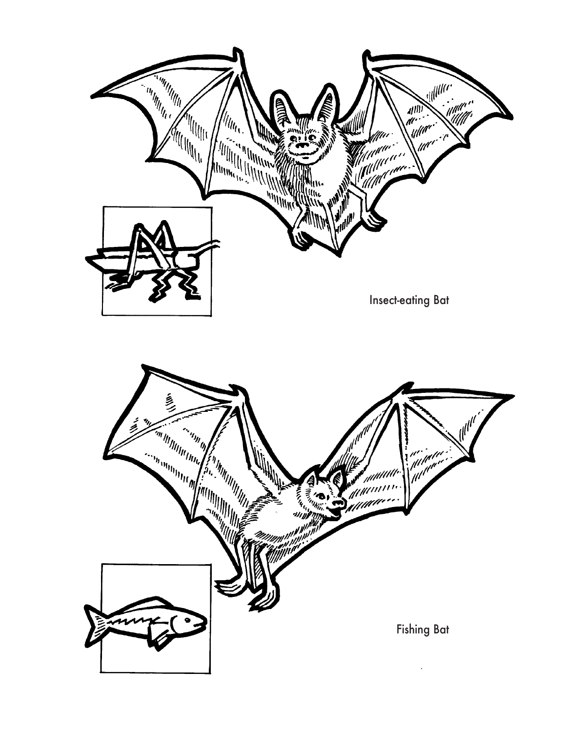Insect-eating Bat

Fishing Bat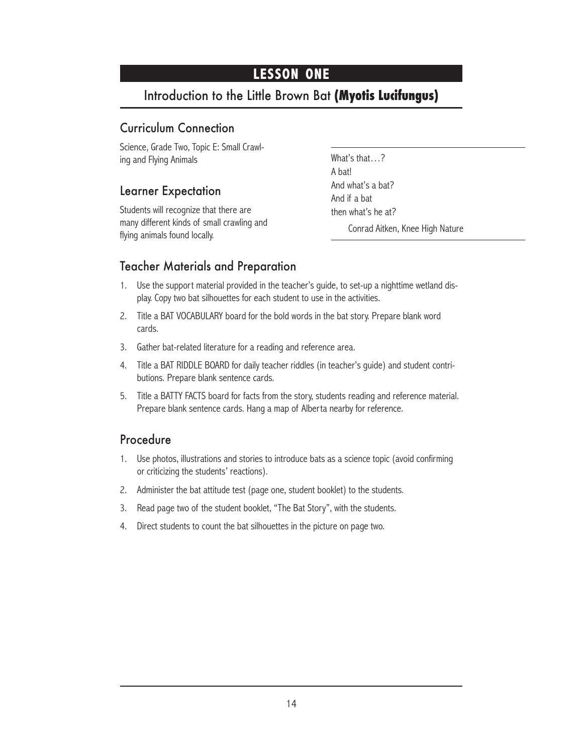# LESSON ONE

## Introduction to the Little Brown Bat **(Myotis Lucifungus)**

### Curriculum Connection

Science, Grade Two, Topic E: Small Crawling and Flying Animals

### Learner Expectation

Students will recognize that there are many different kinds of small crawling and flying animals found locally.

> What's that…?
> A bat!
> And what's a bat?
> And if a bat
> then what's he at?
>
> Conrad Aitken, Knee High Nature

### Teacher Materials and Preparation

1. Use the support material provided in the teacher's guide, to set-up a nighttime wetland display. Copy two bat silhouettes for each student to use in the activities.
2. Title a BAT VOCABULARY board for the bold words in the bat story. Prepare blank word cards.
3. Gather bat-related literature for a reading and reference area.
4. Title a BAT RIDDLE BOARD for daily teacher riddles (in teacher's guide) and student contributions. Prepare blank sentence cards.
5. Title a BATTY FACTS board for facts from the story, students reading and reference material. Prepare blank sentence cards. Hang a map of Alberta nearby for reference.

### Procedure

1. Use photos, illustrations and stories to introduce bats as a science topic (avoid confirming or criticizing the students' reactions).
2. Administer the bat attitude test (page one, student booklet) to the students.
3. Read page two of the student booklet, "The Bat Story", with the students.
4. Direct students to count the bat silhouettes in the picture on page two.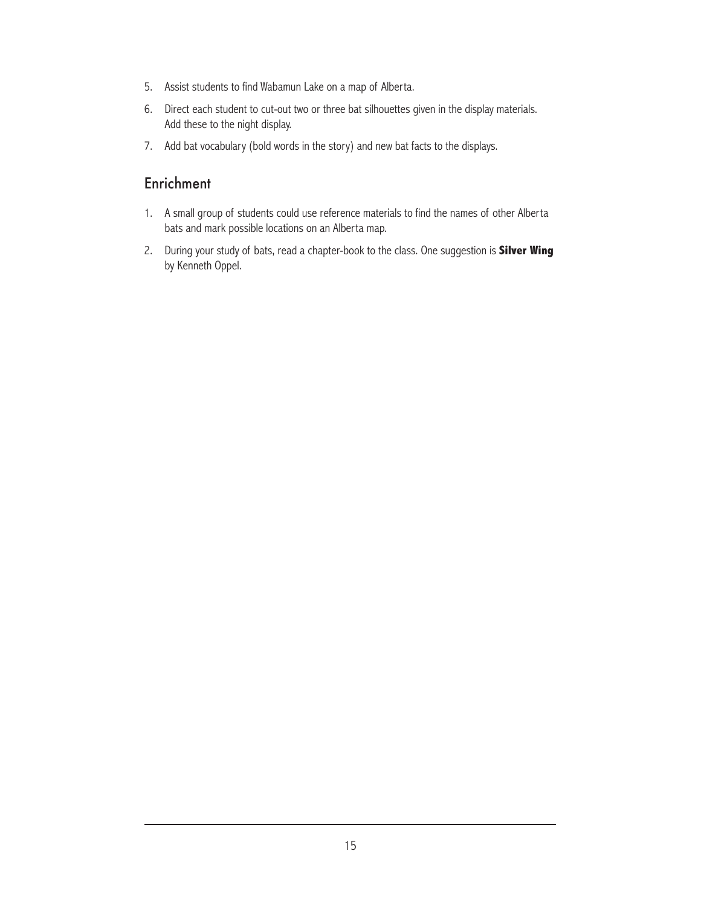5. Assist students to find Wabamun Lake on a map of Alberta.
6. Direct each student to cut-out two or three bat silhouettes given in the display materials. Add these to the night display.
7. Add bat vocabulary (bold words in the story) and new bat facts to the displays.

## Enrichment

1. A small group of students could use reference materials to find the names of other Alberta bats and mark possible locations on an Alberta map.
2. During your study of bats, read a chapter-book to the class. One suggestion is **Silver Wing** by Kenneth Oppel.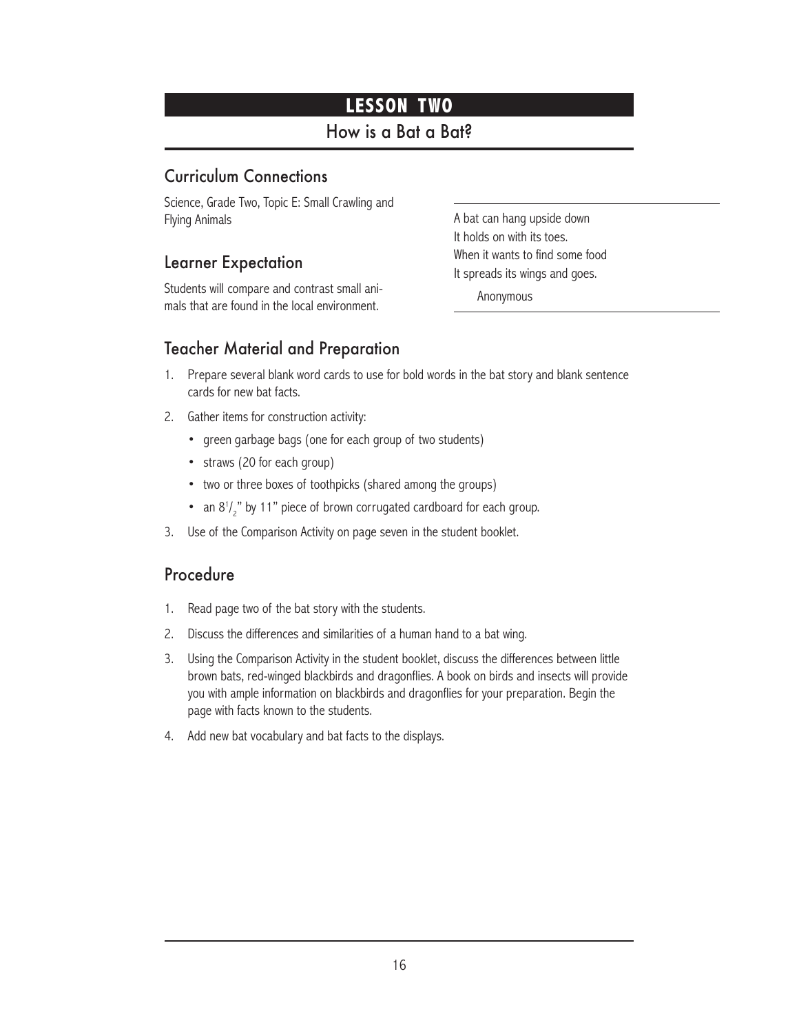# LESSON TWO

## How is a Bat a Bat?

### Curriculum Connections

Science, Grade Two, Topic E: Small Crawling and Flying Animals

### Learner Expectation

Students will compare and contrast small animals that are found in the local environment.

A bat can hang upside down
It holds on with its toes.
When it wants to find some food
It spreads its wings and goes.

Anonymous

### Teacher Material and Preparation

1. Prepare several blank word cards to use for bold words in the bat story and blank sentence cards for new bat facts.
2. Gather items for construction activity:
   - green garbage bags (one for each group of two students)
   - straws (20 for each group)
   - two or three boxes of toothpicks (shared among the groups)
   - an $8^1/_2$" by 11" piece of brown corrugated cardboard for each group.
3. Use of the Comparison Activity on page seven in the student booklet.

### Procedure

1. Read page two of the bat story with the students.
2. Discuss the differences and similarities of a human hand to a bat wing.
3. Using the Comparison Activity in the student booklet, discuss the differences between little brown bats, red-winged blackbirds and dragonflies. A book on birds and insects will provide you with ample information on blackbirds and dragonflies for your preparation. Begin the page with facts known to the students.
4. Add new bat vocabulary and bat facts to the displays.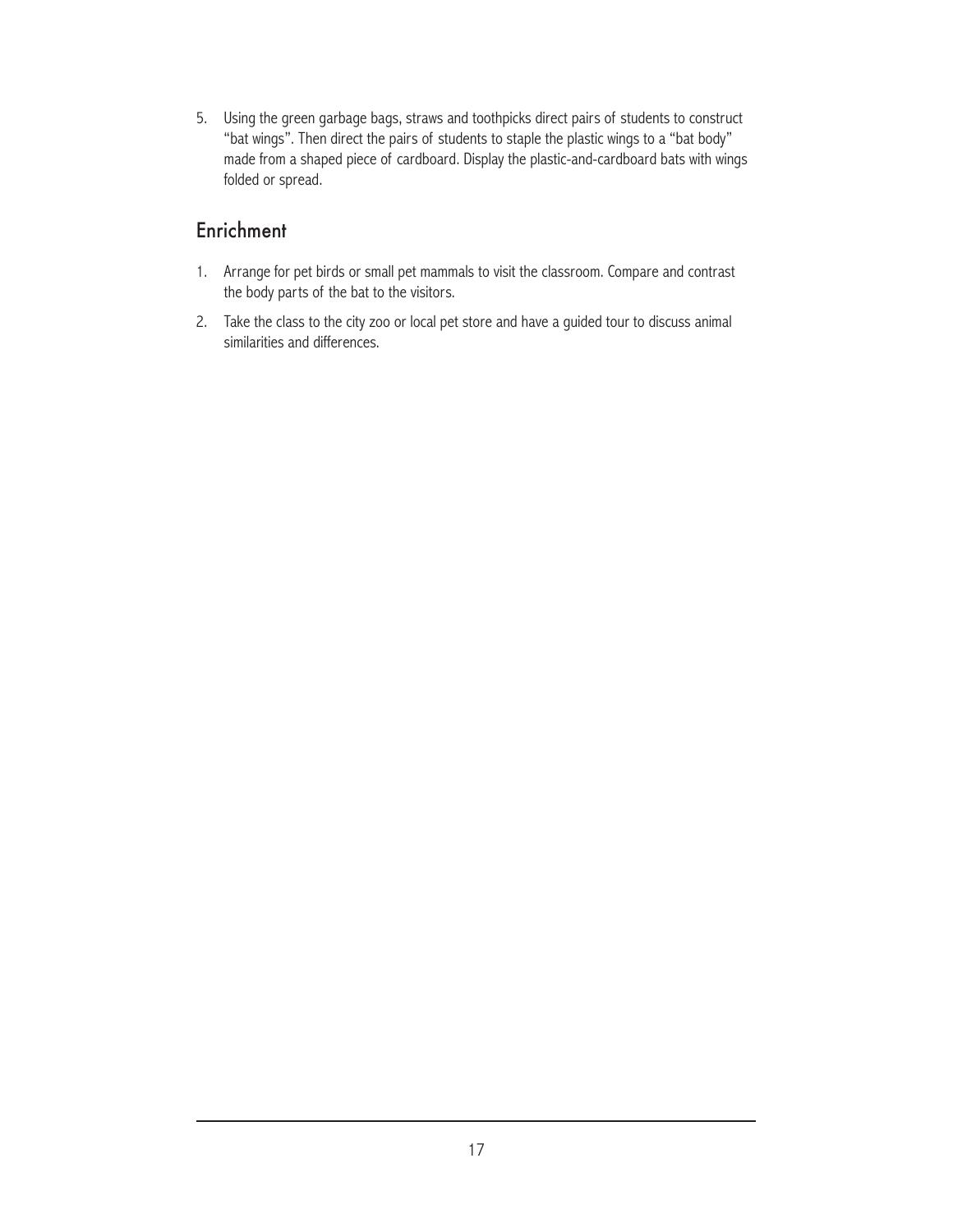5. Using the green garbage bags, straws and toothpicks direct pairs of students to construct "bat wings". Then direct the pairs of students to staple the plastic wings to a "bat body" made from a shaped piece of cardboard. Display the plastic-and-cardboard bats with wings folded or spread.

## Enrichment

1. Arrange for pet birds or small pet mammals to visit the classroom. Compare and contrast the body parts of the bat to the visitors.
2. Take the class to the city zoo or local pet store and have a guided tour to discuss animal similarities and differences.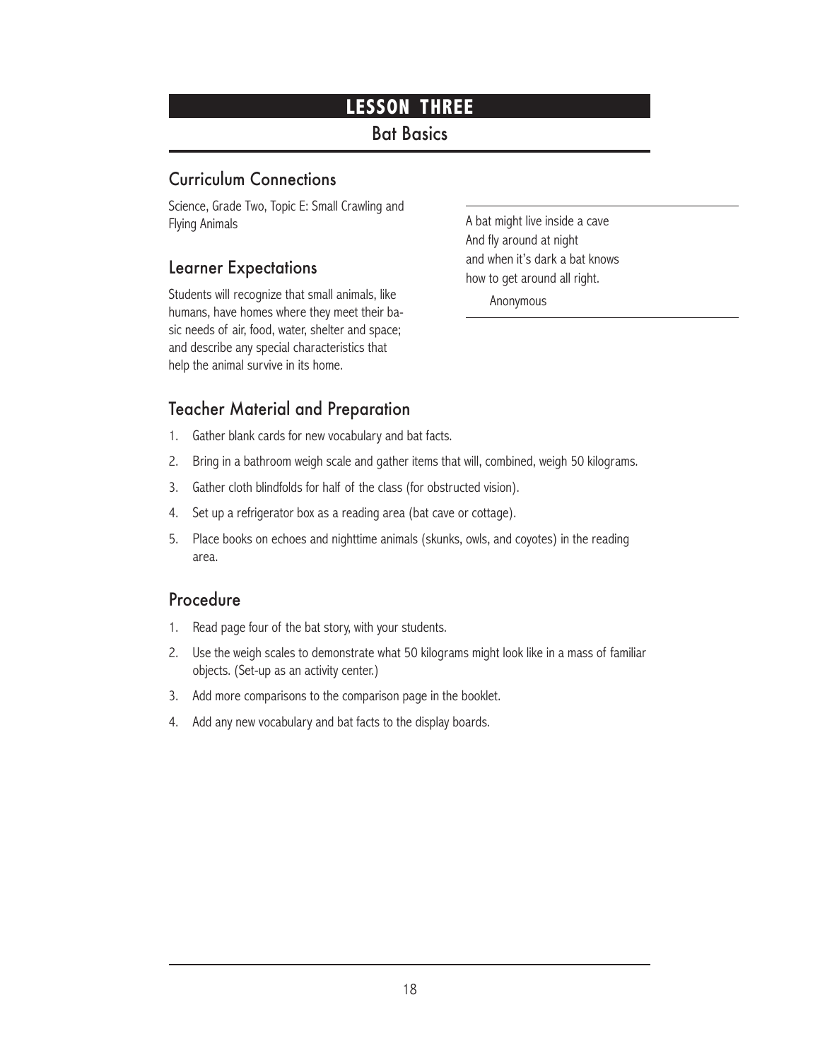# LESSON THREE

## Bat Basics

### Curriculum Connections

Science, Grade Two, Topic E: Small Crawling and Flying Animals

> A bat might live inside a cave
> And fly around at night
> and when it's dark a bat knows
> how to get around all right.
>
> Anonymous

### Learner Expectations

Students will recognize that small animals, like humans, have homes where they meet their basic needs of air, food, water, shelter and space; and describe any special characteristics that help the animal survive in its home.

### Teacher Material and Preparation

1. Gather blank cards for new vocabulary and bat facts.
2. Bring in a bathroom weigh scale and gather items that will, combined, weigh 50 kilograms.
3. Gather cloth blindfolds for half of the class (for obstructed vision).
4. Set up a refrigerator box as a reading area (bat cave or cottage).
5. Place books on echoes and nighttime animals (skunks, owls, and coyotes) in the reading area.

### Procedure

1. Read page four of the bat story, with your students.
2. Use the weigh scales to demonstrate what 50 kilograms might look like in a mass of familiar objects. (Set-up as an activity center.)
3. Add more comparisons to the comparison page in the booklet.
4. Add any new vocabulary and bat facts to the display boards.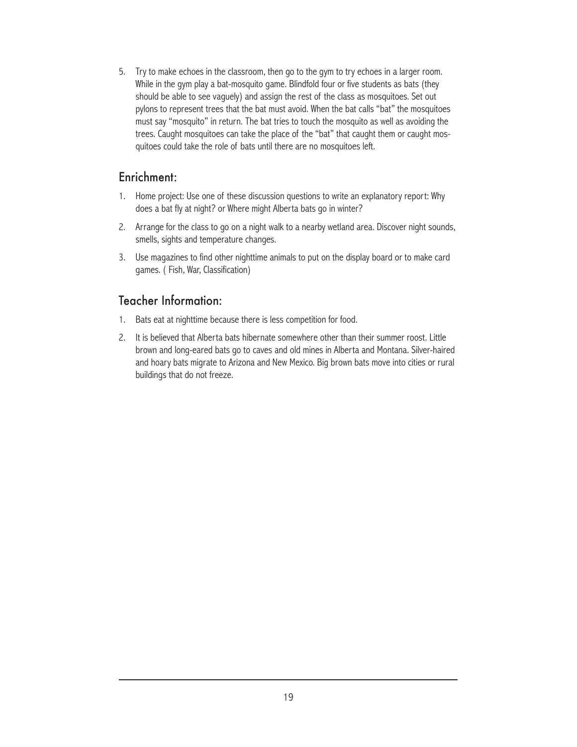5. Try to make echoes in the classroom, then go to the gym to try echoes in a larger room. While in the gym play a bat-mosquito game. Blindfold four or five students as bats (they should be able to see vaguely) and assign the rest of the class as mosquitoes. Set out pylons to represent trees that the bat must avoid. When the bat calls "bat" the mosquitoes must say "mosquito" in return. The bat tries to touch the mosquito as well as avoiding the trees. Caught mosquitoes can take the place of the "bat" that caught them or caught mosquitoes could take the role of bats until there are no mosquitoes left.

## Enrichment:

1. Home project: Use one of these discussion questions to write an explanatory report: Why does a bat fly at night? or Where might Alberta bats go in winter?
2. Arrange for the class to go on a night walk to a nearby wetland area. Discover night sounds, smells, sights and temperature changes.
3. Use magazines to find other nighttime animals to put on the display board or to make card games. ( Fish, War, Classification)

## Teacher Information:

1. Bats eat at nighttime because there is less competition for food.
2. It is believed that Alberta bats hibernate somewhere other than their summer roost. Little brown and long-eared bats go to caves and old mines in Alberta and Montana. Silver-haired and hoary bats migrate to Arizona and New Mexico. Big brown bats move into cities or rural buildings that do not freeze.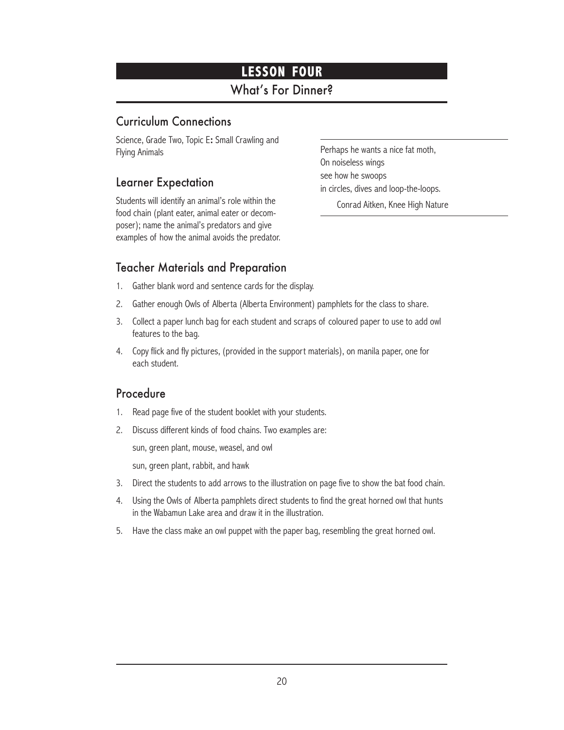# LESSON FOUR

## What's For Dinner?

### Curriculum Connections

Science, Grade Two, Topic E**:** Small Crawling and Flying Animals

### Learner Expectation

Students will identify an animal's role within the food chain (plant eater, animal eater or decomposer); name the animal's predators and give examples of how the animal avoids the predator.

> Perhaps he wants a nice fat moth,
> On noiseless wings
> see how he swoops
> in circles, dives and loop-the-loops.
>
> Conrad Aitken, Knee High Nature

### Teacher Materials and Preparation

1. Gather blank word and sentence cards for the display.
2. Gather enough Owls of Alberta (Alberta Environment) pamphlets for the class to share.
3. Collect a paper lunch bag for each student and scraps of coloured paper to use to add owl features to the bag.
4. Copy flick and fly pictures, (provided in the support materials), on manila paper, one for each student.

### Procedure

1. Read page five of the student booklet with your students.
2. Discuss different kinds of food chains. Two examples are:

   sun, green plant, mouse, weasel, and owl

   sun, green plant, rabbit, and hawk
3. Direct the students to add arrows to the illustration on page five to show the bat food chain.
4. Using the Owls of Alberta pamphlets direct students to find the great horned owl that hunts in the Wabamun Lake area and draw it in the illustration.
5. Have the class make an owl puppet with the paper bag, resembling the great horned owl.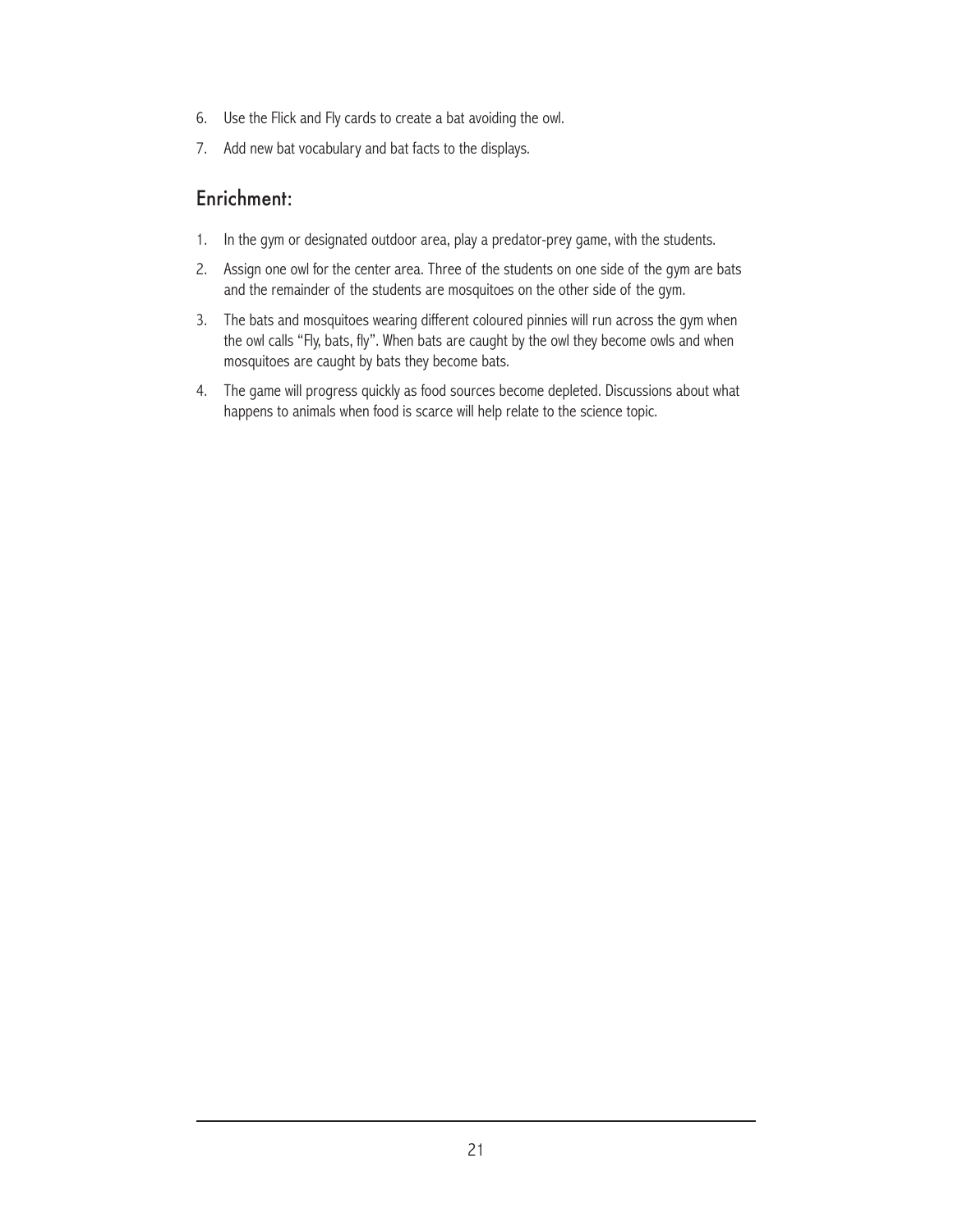6. Use the Flick and Fly cards to create a bat avoiding the owl.
7. Add new bat vocabulary and bat facts to the displays.

## Enrichment:

1. In the gym or designated outdoor area, play a predator-prey game, with the students.
2. Assign one owl for the center area. Three of the students on one side of the gym are bats and the remainder of the students are mosquitoes on the other side of the gym.
3. The bats and mosquitoes wearing different coloured pinnies will run across the gym when the owl calls "Fly, bats, fly". When bats are caught by the owl they become owls and when mosquitoes are caught by bats they become bats.
4. The game will progress quickly as food sources become depleted. Discussions about what happens to animals when food is scarce will help relate to the science topic.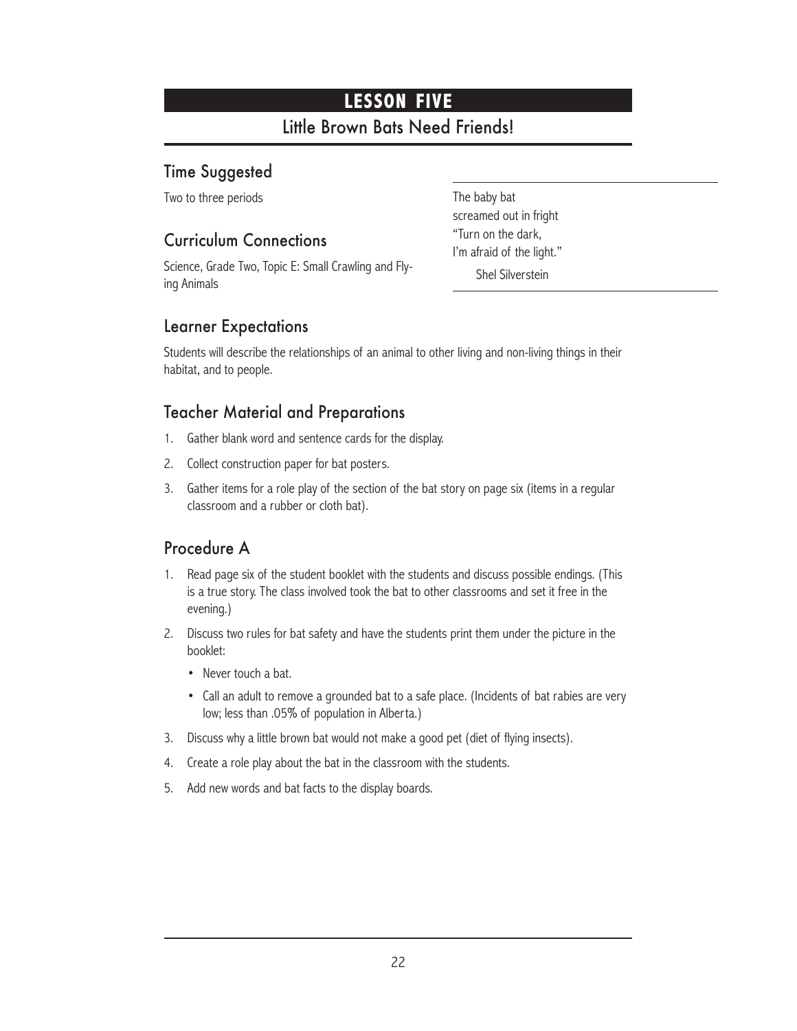# LESSON FIVE

## Little Brown Bats Need Friends!

### Time Suggested

Two to three periods

> The baby bat
> screamed out in fright
> "Turn on the dark,
> I'm afraid of the light."
>
> Shel Silverstein

### Curriculum Connections

Science, Grade Two, Topic E: Small Crawling and Flying Animals

### Learner Expectations

Students will describe the relationships of an animal to other living and non-living things in their habitat, and to people.

### Teacher Material and Preparations

1. Gather blank word and sentence cards for the display.
2. Collect construction paper for bat posters.
3. Gather items for a role play of the section of the bat story on page six (items in a regular classroom and a rubber or cloth bat).

### Procedure A

1. Read page six of the student booklet with the students and discuss possible endings. (This is a true story. The class involved took the bat to other classrooms and set it free in the evening.)
2. Discuss two rules for bat safety and have the students print them under the picture in the booklet:
   - Never touch a bat.
   - Call an adult to remove a grounded bat to a safe place. (Incidents of bat rabies are very low; less than .05% of population in Alberta.)
3. Discuss why a little brown bat would not make a good pet (diet of flying insects).
4. Create a role play about the bat in the classroom with the students.
5. Add new words and bat facts to the display boards.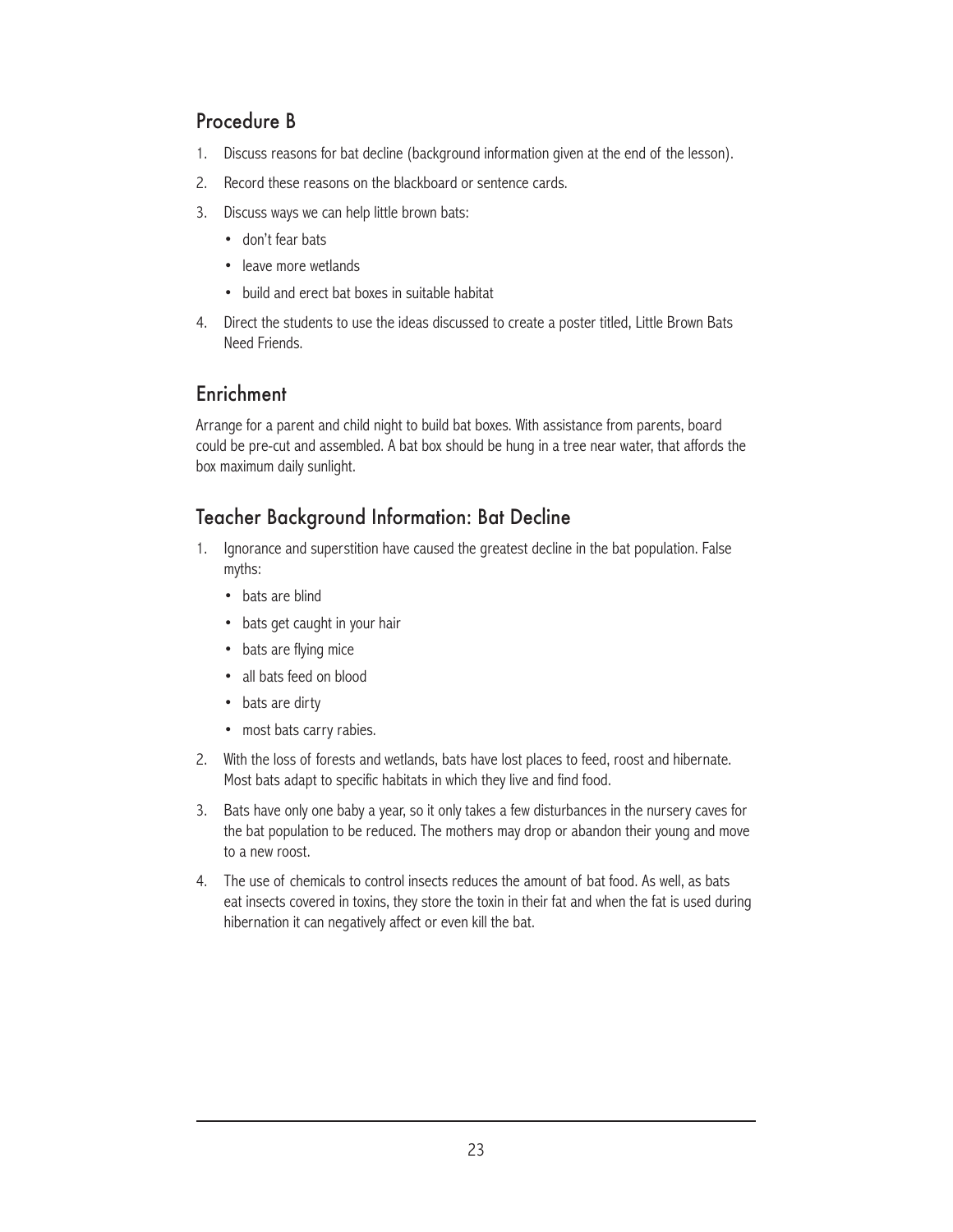## Procedure B

1. Discuss reasons for bat decline (background information given at the end of the lesson).
2. Record these reasons on the blackboard or sentence cards.
3. Discuss ways we can help little brown bats:
   - don't fear bats
   - leave more wetlands
   - build and erect bat boxes in suitable habitat
4. Direct the students to use the ideas discussed to create a poster titled, Little Brown Bats Need Friends.

## Enrichment

Arrange for a parent and child night to build bat boxes. With assistance from parents, board could be pre-cut and assembled. A bat box should be hung in a tree near water, that affords the box maximum daily sunlight.

## Teacher Background Information: Bat Decline

1. Ignorance and superstition have caused the greatest decline in the bat population. False myths:
   - bats are blind
   - bats get caught in your hair
   - bats are flying mice
   - all bats feed on blood
   - bats are dirty
   - most bats carry rabies.
2. With the loss of forests and wetlands, bats have lost places to feed, roost and hibernate. Most bats adapt to specific habitats in which they live and find food.
3. Bats have only one baby a year, so it only takes a few disturbances in the nursery caves for the bat population to be reduced. The mothers may drop or abandon their young and move to a new roost.
4. The use of chemicals to control insects reduces the amount of bat food. As well, as bats eat insects covered in toxins, they store the toxin in their fat and when the fat is used during hibernation it can negatively affect or even kill the bat.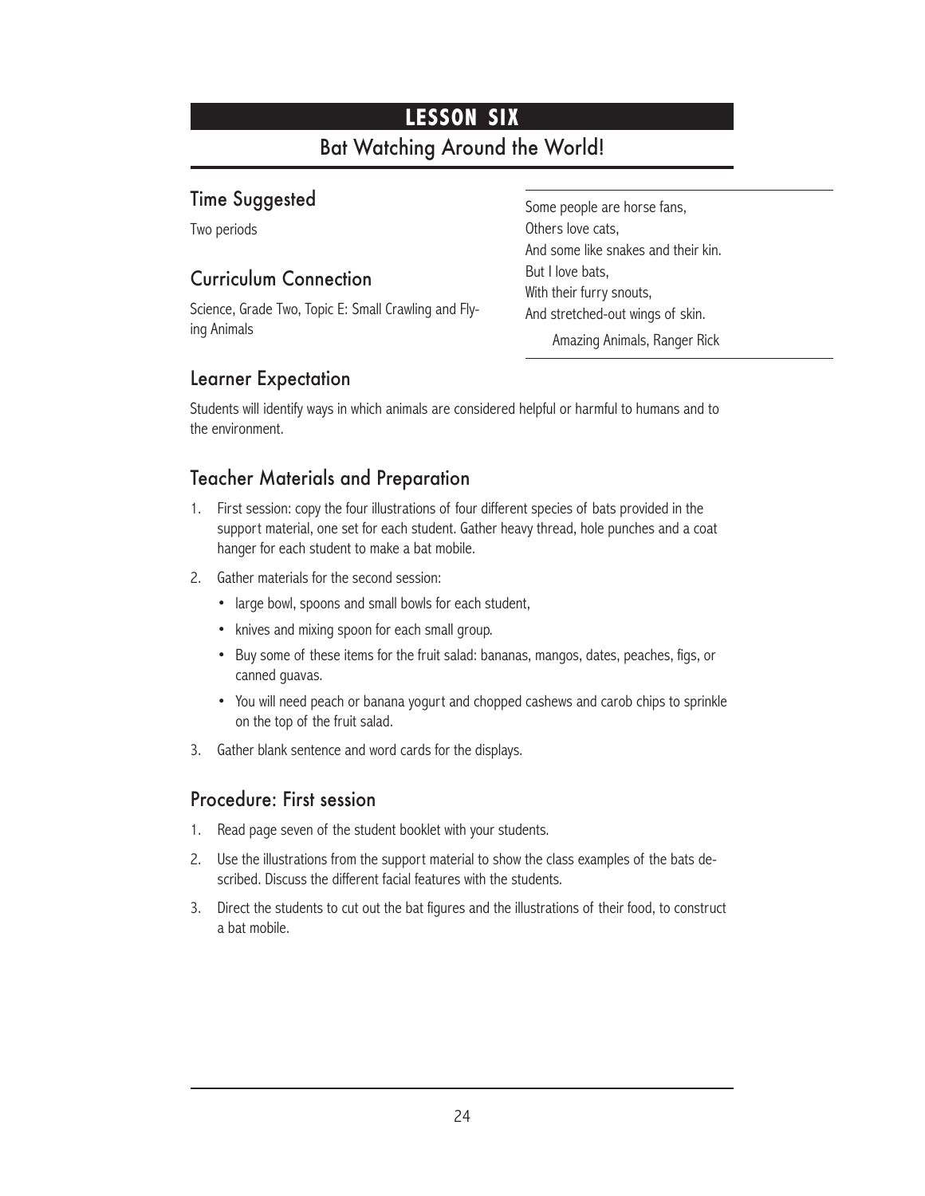# LESSON SIX

## Bat Watching Around the World!

### Time Suggested

Two periods

### Curriculum Connection

Science, Grade Two, Topic E: Small Crawling and Flying Animals

> Some people are horse fans,  
> Others love cats,  
> And some like snakes and their kin.  
> But I love bats,  
> With their furry snouts,  
> And stretched-out wings of skin.
>
> Amazing Animals, Ranger Rick

### Learner Expectation

Students will identify ways in which animals are considered helpful or harmful to humans and to the environment.

### Teacher Materials and Preparation

1. First session: copy the four illustrations of four different species of bats provided in the support material, one set for each student. Gather heavy thread, hole punches and a coat hanger for each student to make a bat mobile.
2. Gather materials for the second session:
   - large bowl, spoons and small bowls for each student,
   - knives and mixing spoon for each small group.
   - Buy some of these items for the fruit salad: bananas, mangos, dates, peaches, figs, or canned guavas.
   - You will need peach or banana yogurt and chopped cashews and carob chips to sprinkle on the top of the fruit salad.
3. Gather blank sentence and word cards for the displays.

### Procedure: First session

1. Read page seven of the student booklet with your students.
2. Use the illustrations from the support material to show the class examples of the bats described. Discuss the different facial features with the students.
3. Direct the students to cut out the bat figures and the illustrations of their food, to construct a bat mobile.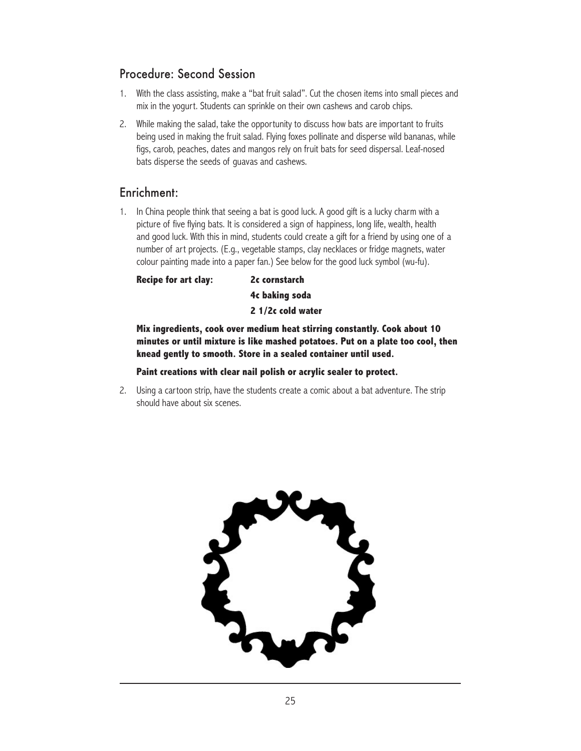## Procedure: Second Session

1. With the class assisting, make a "bat fruit salad". Cut the chosen items into small pieces and mix in the yogurt. Students can sprinkle on their own cashews and carob chips.
2. While making the salad, take the opportunity to discuss how bats are important to fruits being used in making the fruit salad. Flying foxes pollinate and disperse wild bananas, while figs, carob, peaches, dates and mangos rely on fruit bats for seed dispersal. Leaf-nosed bats disperse the seeds of guavas and cashews.

## Enrichment:

1. In China people think that seeing a bat is good luck. A good gift is a lucky charm with a picture of five flying bats. It is considered a sign of happiness, long life, wealth, health and good luck. With this in mind, students could create a gift for a friend by using one of a number of art projects. (E.g., vegetable stamps, clay necklaces or fridge magnets, water colour painting made into a paper fan.) See below for the good luck symbol (wu-fu).

   **Recipe for art clay:** **2c cornstarch**
   **4c baking soda**
   **2 1/2c cold water**

   **Mix ingredients, cook over medium heat stirring constantly. Cook about 10 minutes or until mixture is like mashed potatoes. Put on a plate too cool, then knead gently to smooth. Store in a sealed container until used.**

   **Paint creations with clear nail polish or acrylic sealer to protect.**

2. Using a cartoon strip, have the students create a comic about a bat adventure. The strip should have about six scenes.